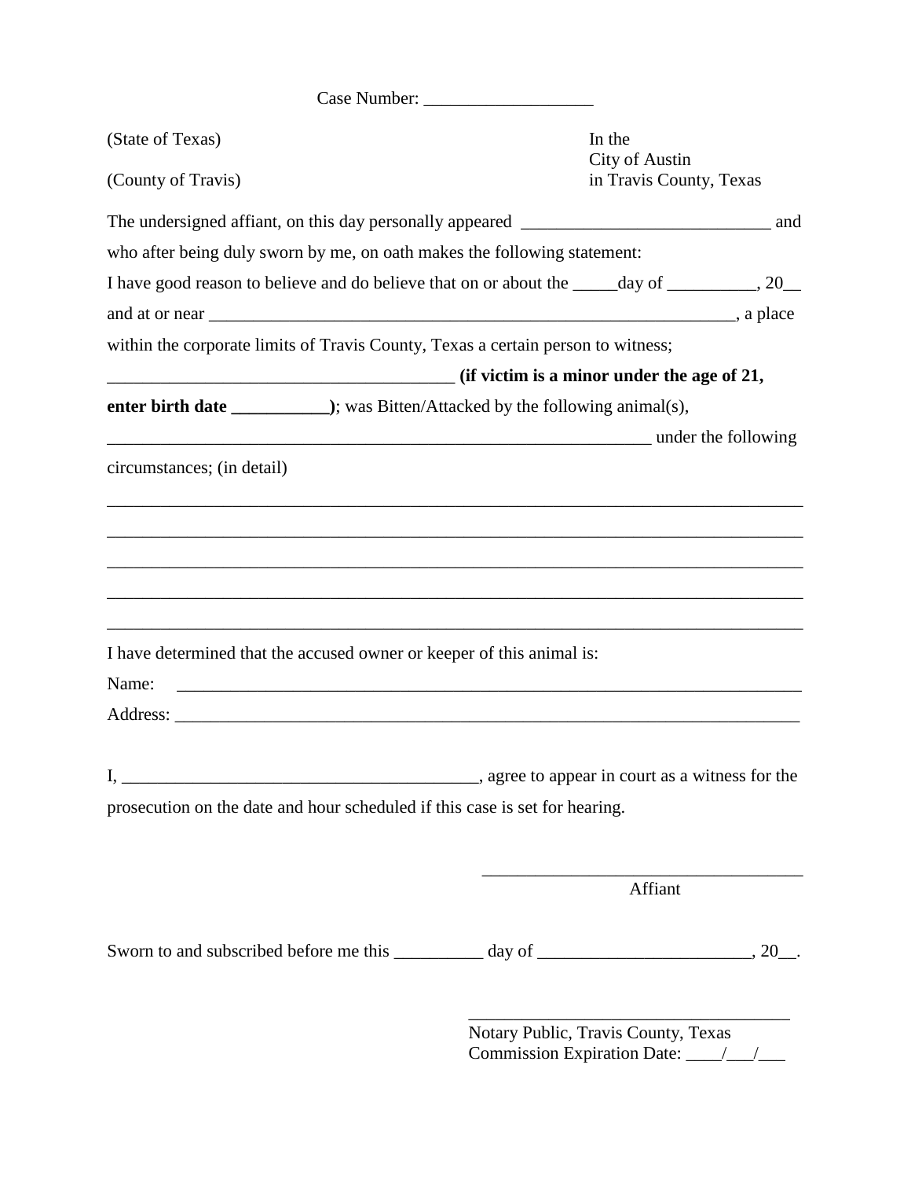Case Number: ___________________

(State of Texas)

(County of Travis)

In the
City of Austin
in Travis County, Texas

The undersigned affiant, on this day personally appeared ____________________________ and who after being duly sworn by me, on oath makes the following statement:

I have good reason to believe and do believe that on or about the _____day of __________, 20__ and at or near _____________________________________________________________, a place within the corporate limits of Travis County, Texas a certain person to witness;

_______________________________________ **(if victim is a minor under the age of 21, enter birth date ___________)**; was Bitten/Attacked by the following animal(s), ______________________________________________________________ under the following circumstances; (in detail)

_______________________________________________________________________________

_______________________________________________________________________________

_______________________________________________________________________________

_______________________________________________________________________________

_______________________________________________________________________________

I have determined that the accused owner or keeper of this animal is:

Name: _______________________________________________________________________

Address: _____________________________________________________________________

I, ________________________________________, agree to appear in court as a witness for the prosecution on the date and hour scheduled if this case is set for hearing.

_____________________________________
Affiant

Sworn to and subscribed before me this __________ day of ________________________, 20__.

_____________________________________
Notary Public, Travis County, Texas
Commission Expiration Date: ____/___/___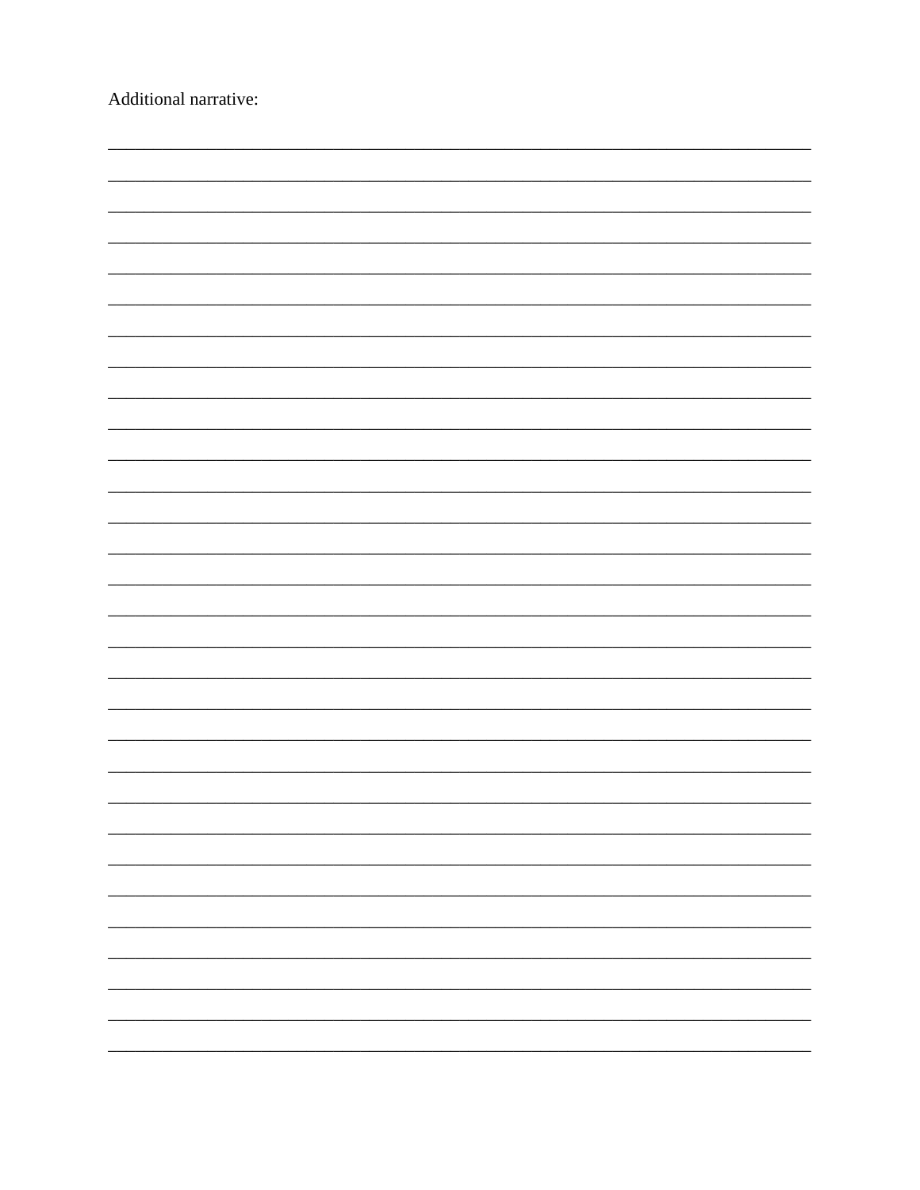Additional narrative:

______________________________________________________________________________

______________________________________________________________________________

______________________________________________________________________________

______________________________________________________________________________

______________________________________________________________________________

______________________________________________________________________________

______________________________________________________________________________

______________________________________________________________________________

______________________________________________________________________________

______________________________________________________________________________

______________________________________________________________________________

______________________________________________________________________________

______________________________________________________________________________

______________________________________________________________________________

______________________________________________________________________________

______________________________________________________________________________

______________________________________________________________________________

______________________________________________________________________________

______________________________________________________________________________

______________________________________________________________________________

______________________________________________________________________________

______________________________________________________________________________

______________________________________________________________________________

______________________________________________________________________________

______________________________________________________________________________

______________________________________________________________________________

______________________________________________________________________________

______________________________________________________________________________

______________________________________________________________________________

______________________________________________________________________________